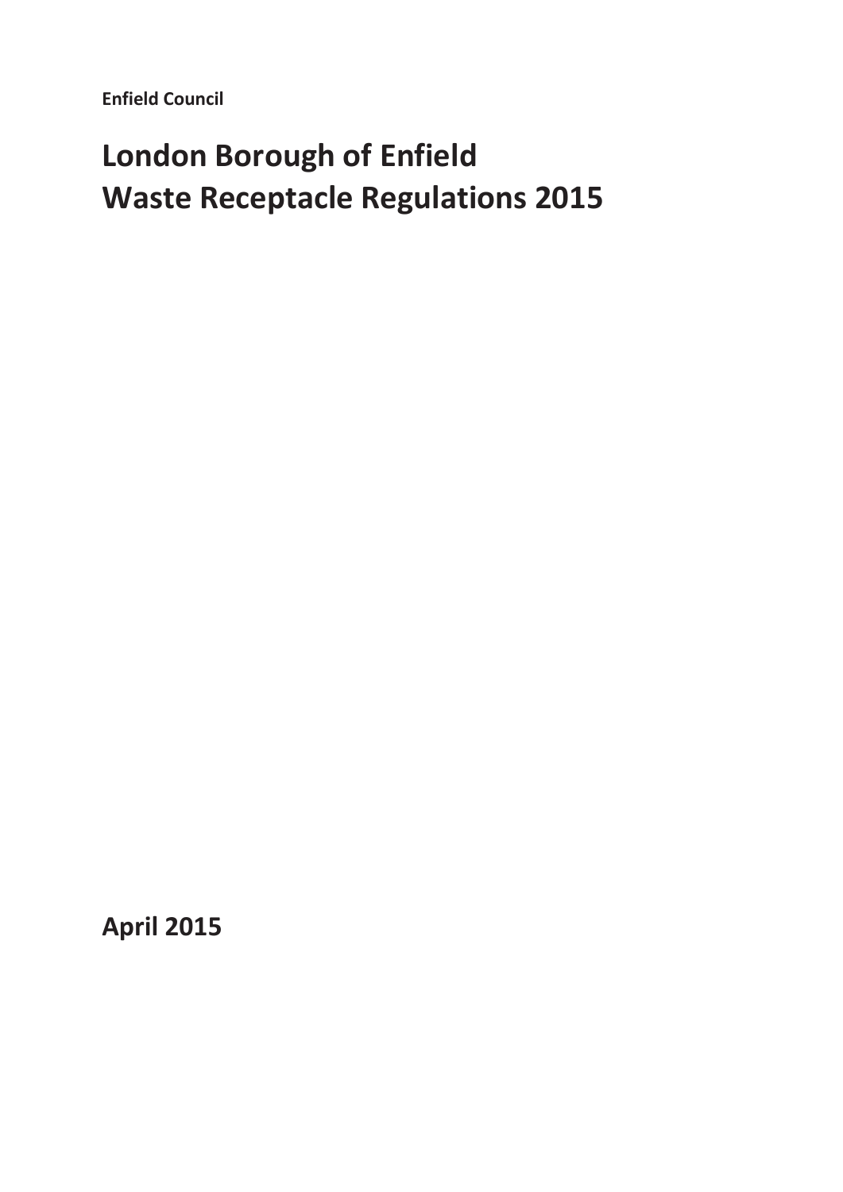**Enfield Council**

# London Borough of Enfield
# Waste Receptacle Regulations 2015

**April 2015**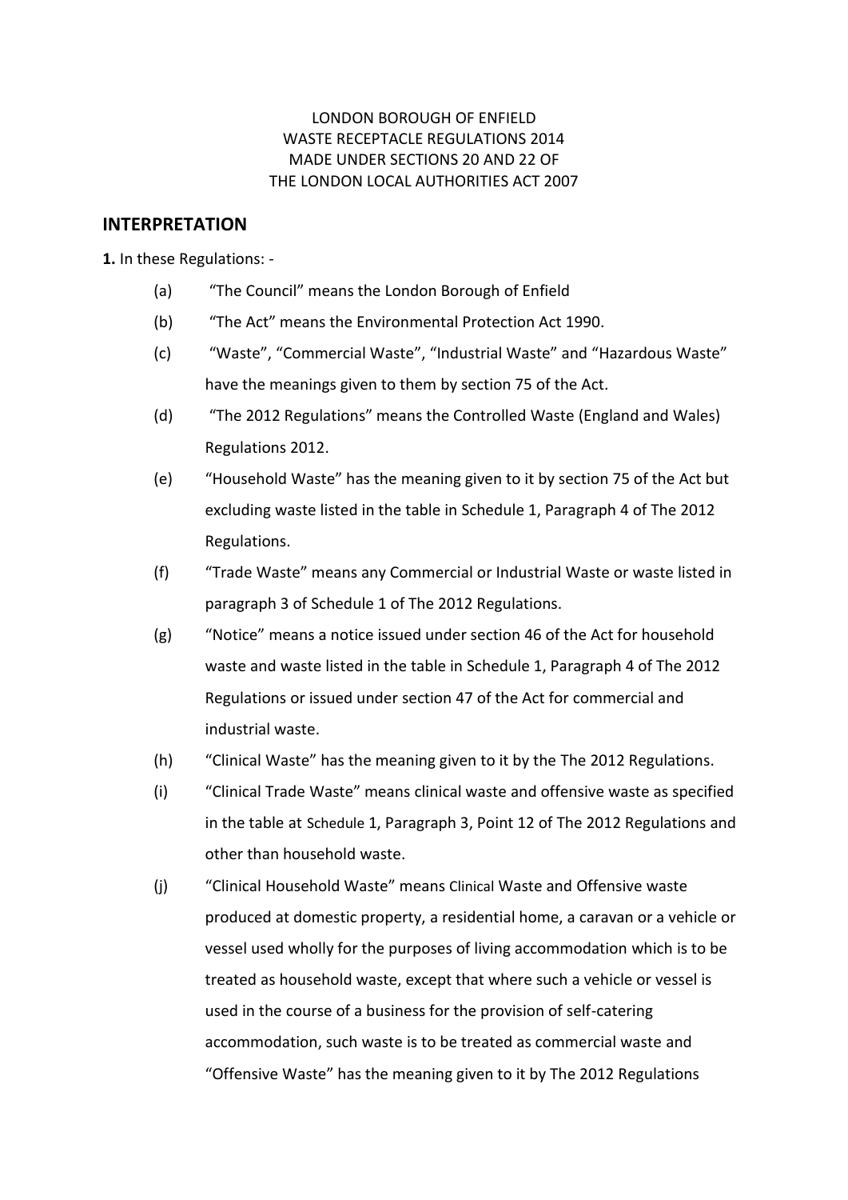LONDON BOROUGH OF ENFIELD
WASTE RECEPTACLE REGULATIONS 2014
MADE UNDER SECTIONS 20 AND 22 OF
THE LONDON LOCAL AUTHORITIES ACT 2007

## INTERPRETATION

**1.** In these Regulations: -

(a) "The Council" means the London Borough of Enfield

(b) "The Act" means the Environmental Protection Act 1990.

(c) "Waste", "Commercial Waste", "Industrial Waste" and "Hazardous Waste" have the meanings given to them by section 75 of the Act.

(d) "The 2012 Regulations" means the Controlled Waste (England and Wales) Regulations 2012.

(e) "Household Waste" has the meaning given to it by section 75 of the Act but excluding waste listed in the table in Schedule 1, Paragraph 4 of The 2012 Regulations.

(f) "Trade Waste" means any Commercial or Industrial Waste or waste listed in paragraph 3 of Schedule 1 of The 2012 Regulations.

(g) "Notice" means a notice issued under section 46 of the Act for household waste and waste listed in the table in Schedule 1, Paragraph 4 of The 2012 Regulations or issued under section 47 of the Act for commercial and industrial waste.

(h) "Clinical Waste" has the meaning given to it by the The 2012 Regulations.

(i) "Clinical Trade Waste" means clinical waste and offensive waste as specified in the table at Schedule 1, Paragraph 3, Point 12 of The 2012 Regulations and other than household waste.

(j) "Clinical Household Waste" means Clinical Waste and Offensive waste produced at domestic property, a residential home, a caravan or a vehicle or vessel used wholly for the purposes of living accommodation which is to be treated as household waste, except that where such a vehicle or vessel is used in the course of a business for the provision of self-catering accommodation, such waste is to be treated as commercial waste and "Offensive Waste" has the meaning given to it by The 2012 Regulations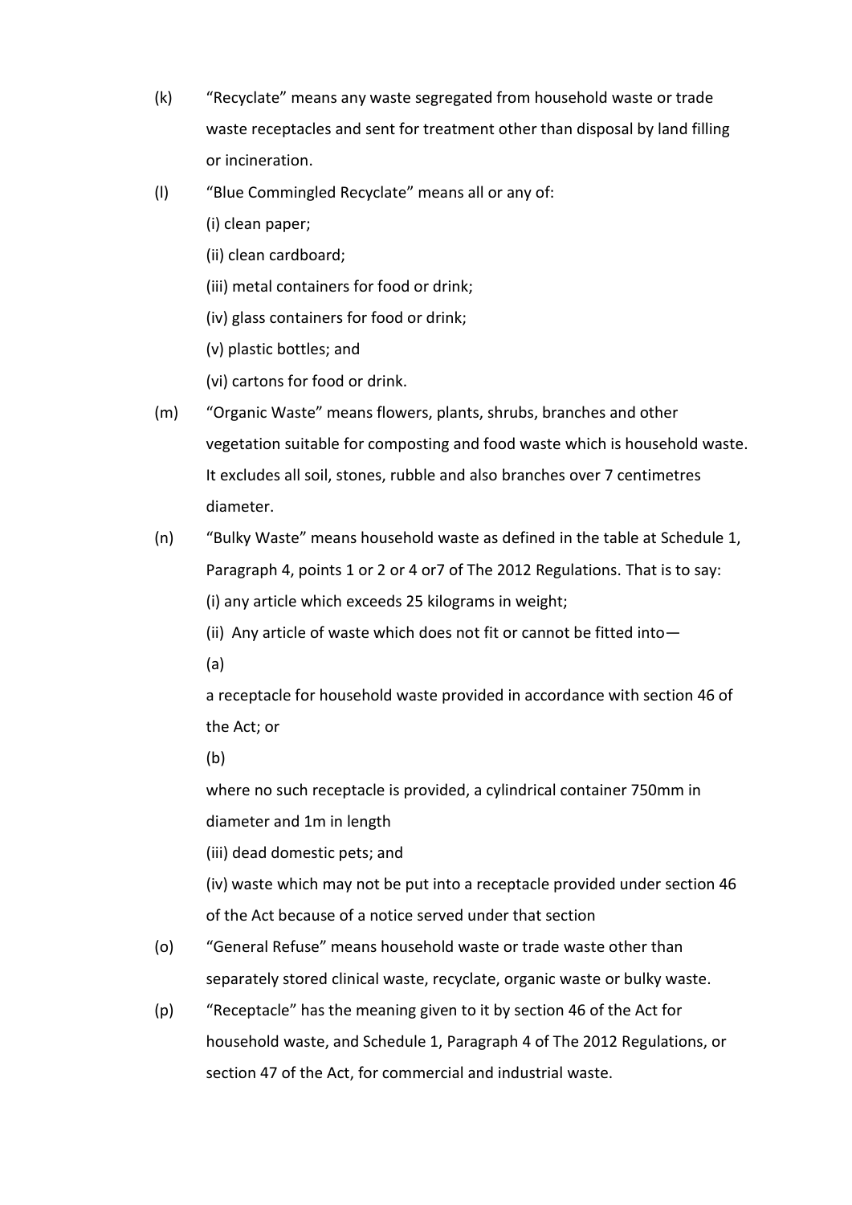(k) "Recyclate" means any waste segregated from household waste or trade waste receptacles and sent for treatment other than disposal by land filling or incineration.

(l) "Blue Commingled Recyclate" means all or any of:

(i) clean paper;

(ii) clean cardboard;

(iii) metal containers for food or drink;

(iv) glass containers for food or drink;

(v) plastic bottles; and

(vi) cartons for food or drink.

(m) "Organic Waste" means flowers, plants, shrubs, branches and other vegetation suitable for composting and food waste which is household waste. It excludes all soil, stones, rubble and also branches over 7 centimetres diameter.

(n) "Bulky Waste" means household waste as defined in the table at Schedule 1, Paragraph 4, points 1 or 2 or 4 or7 of The 2012 Regulations. That is to say:

(i) any article which exceeds 25 kilograms in weight;

(ii) Any article of waste which does not fit or cannot be fitted into—

(a)

a receptacle for household waste provided in accordance with section 46 of the Act; or

(b)

where no such receptacle is provided, a cylindrical container 750mm in diameter and 1m in length

(iii) dead domestic pets; and

(iv) waste which may not be put into a receptacle provided under section 46 of the Act because of a notice served under that section

(o) "General Refuse" means household waste or trade waste other than separately stored clinical waste, recyclate, organic waste or bulky waste.

(p) "Receptacle" has the meaning given to it by section 46 of the Act for household waste, and Schedule 1, Paragraph 4 of The 2012 Regulations, or section 47 of the Act, for commercial and industrial waste.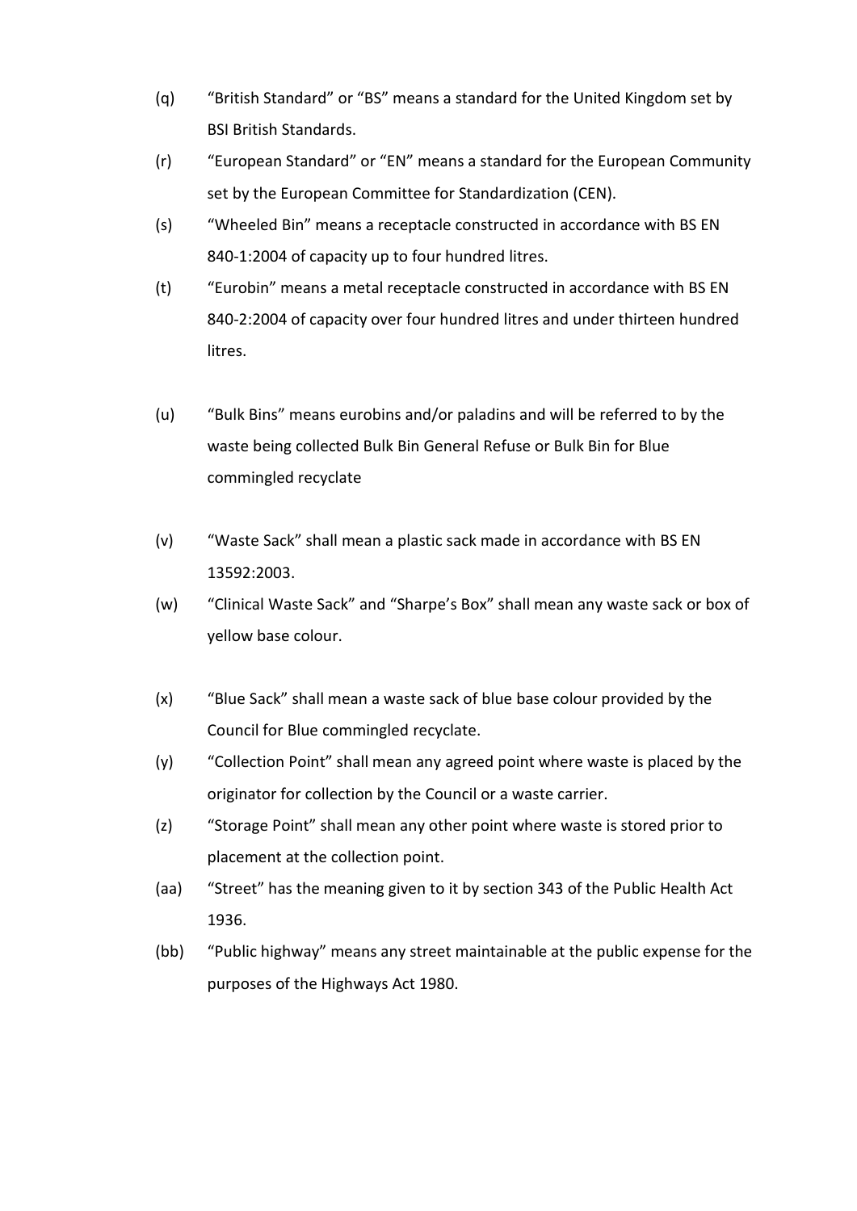(q) "British Standard" or "BS" means a standard for the United Kingdom set by BSI British Standards.

(r) "European Standard" or "EN" means a standard for the European Community set by the European Committee for Standardization (CEN).

(s) "Wheeled Bin" means a receptacle constructed in accordance with BS EN 840-1:2004 of capacity up to four hundred litres.

(t) "Eurobin" means a metal receptacle constructed in accordance with BS EN 840-2:2004 of capacity over four hundred litres and under thirteen hundred litres.

(u) "Bulk Bins" means eurobins and/or paladins and will be referred to by the waste being collected Bulk Bin General Refuse or Bulk Bin for Blue commingled recyclate

(v) "Waste Sack" shall mean a plastic sack made in accordance with BS EN 13592:2003.

(w) "Clinical Waste Sack" and "Sharpe's Box" shall mean any waste sack or box of yellow base colour.

(x) "Blue Sack" shall mean a waste sack of blue base colour provided by the Council for Blue commingled recyclate.

(y) "Collection Point" shall mean any agreed point where waste is placed by the originator for collection by the Council or a waste carrier.

(z) "Storage Point" shall mean any other point where waste is stored prior to placement at the collection point.

(aa) "Street" has the meaning given to it by section 343 of the Public Health Act 1936.

(bb) "Public highway" means any street maintainable at the public expense for the purposes of the Highways Act 1980.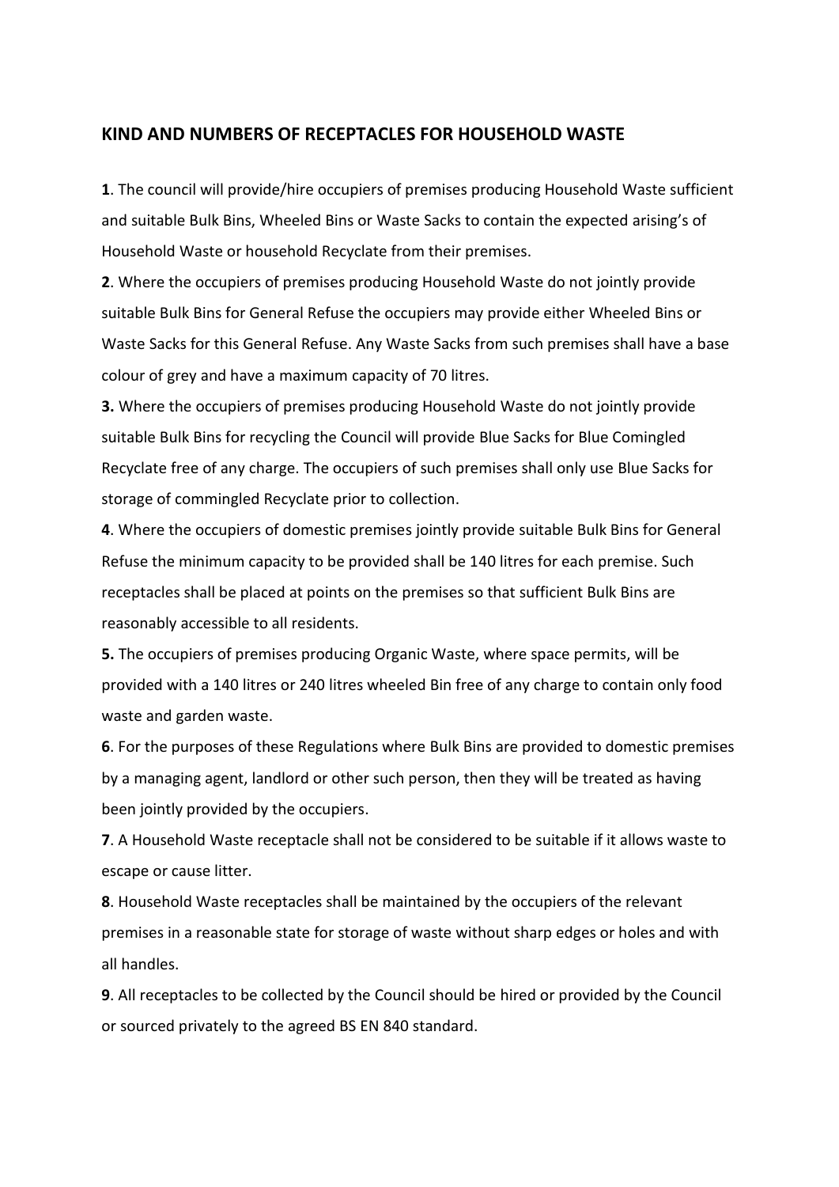## KIND AND NUMBERS OF RECEPTACLES FOR HOUSEHOLD WASTE

**1**. The council will provide/hire occupiers of premises producing Household Waste sufficient and suitable Bulk Bins, Wheeled Bins or Waste Sacks to contain the expected arising's of Household Waste or household Recyclate from their premises.

**2**. Where the occupiers of premises producing Household Waste do not jointly provide suitable Bulk Bins for General Refuse the occupiers may provide either Wheeled Bins or Waste Sacks for this General Refuse. Any Waste Sacks from such premises shall have a base colour of grey and have a maximum capacity of 70 litres.

**3.** Where the occupiers of premises producing Household Waste do not jointly provide suitable Bulk Bins for recycling the Council will provide Blue Sacks for Blue Comingled Recyclate free of any charge. The occupiers of such premises shall only use Blue Sacks for storage of commingled Recyclate prior to collection.

**4**. Where the occupiers of domestic premises jointly provide suitable Bulk Bins for General Refuse the minimum capacity to be provided shall be 140 litres for each premise. Such receptacles shall be placed at points on the premises so that sufficient Bulk Bins are reasonably accessible to all residents.

**5.** The occupiers of premises producing Organic Waste, where space permits, will be provided with a 140 litres or 240 litres wheeled Bin free of any charge to contain only food waste and garden waste.

**6**. For the purposes of these Regulations where Bulk Bins are provided to domestic premises by a managing agent, landlord or other such person, then they will be treated as having been jointly provided by the occupiers.

**7**. A Household Waste receptacle shall not be considered to be suitable if it allows waste to escape or cause litter.

**8**. Household Waste receptacles shall be maintained by the occupiers of the relevant premises in a reasonable state for storage of waste without sharp edges or holes and with all handles.

**9**. All receptacles to be collected by the Council should be hired or provided by the Council or sourced privately to the agreed BS EN 840 standard.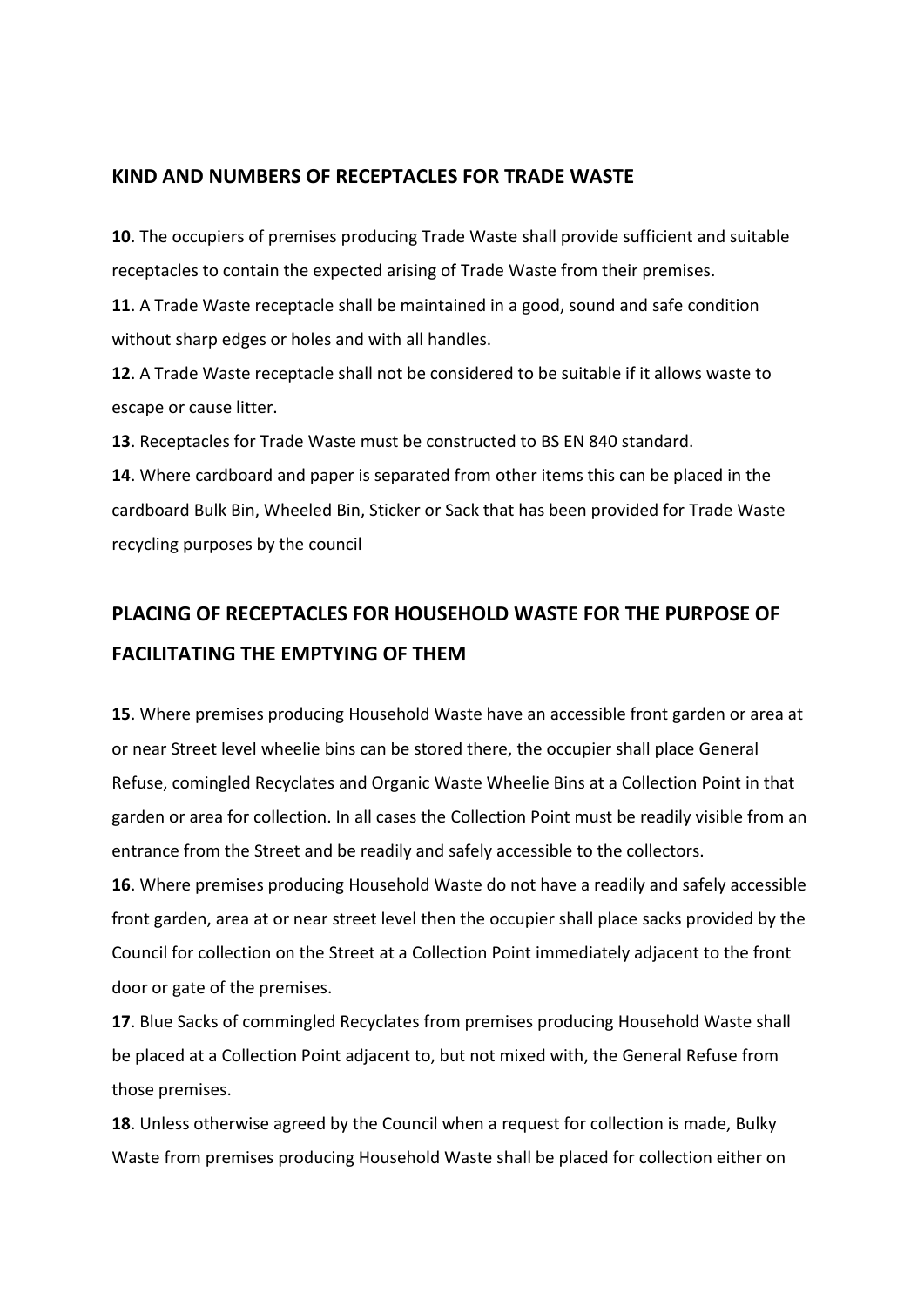## KIND AND NUMBERS OF RECEPTACLES FOR TRADE WASTE

**10**. The occupiers of premises producing Trade Waste shall provide sufficient and suitable receptacles to contain the expected arising of Trade Waste from their premises.

**11**. A Trade Waste receptacle shall be maintained in a good, sound and safe condition without sharp edges or holes and with all handles.

**12**. A Trade Waste receptacle shall not be considered to be suitable if it allows waste to escape or cause litter.

**13**. Receptacles for Trade Waste must be constructed to BS EN 840 standard.

**14**. Where cardboard and paper is separated from other items this can be placed in the cardboard Bulk Bin, Wheeled Bin, Sticker or Sack that has been provided for Trade Waste recycling purposes by the council

## PLACING OF RECEPTACLES FOR HOUSEHOLD WASTE FOR THE PURPOSE OF FACILITATING THE EMPTYING OF THEM

**15**. Where premises producing Household Waste have an accessible front garden or area at or near Street level wheelie bins can be stored there, the occupier shall place General Refuse, comingled Recyclates and Organic Waste Wheelie Bins at a Collection Point in that garden or area for collection. In all cases the Collection Point must be readily visible from an entrance from the Street and be readily and safely accessible to the collectors.

**16**. Where premises producing Household Waste do not have a readily and safely accessible front garden, area at or near street level then the occupier shall place sacks provided by the Council for collection on the Street at a Collection Point immediately adjacent to the front door or gate of the premises.

**17**. Blue Sacks of commingled Recyclates from premises producing Household Waste shall be placed at a Collection Point adjacent to, but not mixed with, the General Refuse from those premises.

**18**. Unless otherwise agreed by the Council when a request for collection is made, Bulky Waste from premises producing Household Waste shall be placed for collection either on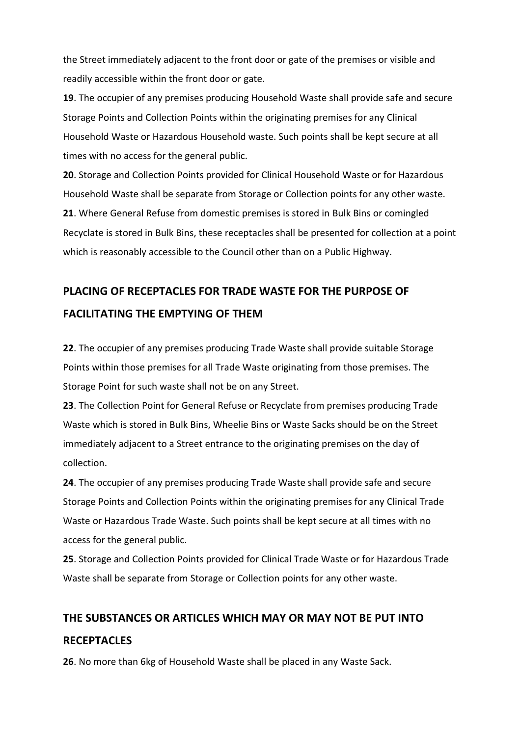the Street immediately adjacent to the front door or gate of the premises or visible and readily accessible within the front door or gate.

**19**. The occupier of any premises producing Household Waste shall provide safe and secure Storage Points and Collection Points within the originating premises for any Clinical Household Waste or Hazardous Household waste. Such points shall be kept secure at all times with no access for the general public.

**20**. Storage and Collection Points provided for Clinical Household Waste or for Hazardous Household Waste shall be separate from Storage or Collection points for any other waste.

**21**. Where General Refuse from domestic premises is stored in Bulk Bins or comingled Recyclate is stored in Bulk Bins, these receptacles shall be presented for collection at a point which is reasonably accessible to the Council other than on a Public Highway.

## PLACING OF RECEPTACLES FOR TRADE WASTE FOR THE PURPOSE OF FACILITATING THE EMPTYING OF THEM

**22**. The occupier of any premises producing Trade Waste shall provide suitable Storage Points within those premises for all Trade Waste originating from those premises. The Storage Point for such waste shall not be on any Street.

**23**. The Collection Point for General Refuse or Recyclate from premises producing Trade Waste which is stored in Bulk Bins, Wheelie Bins or Waste Sacks should be on the Street immediately adjacent to a Street entrance to the originating premises on the day of collection.

**24**. The occupier of any premises producing Trade Waste shall provide safe and secure Storage Points and Collection Points within the originating premises for any Clinical Trade Waste or Hazardous Trade Waste. Such points shall be kept secure at all times with no access for the general public.

**25**. Storage and Collection Points provided for Clinical Trade Waste or for Hazardous Trade Waste shall be separate from Storage or Collection points for any other waste.

## THE SUBSTANCES OR ARTICLES WHICH MAY OR MAY NOT BE PUT INTO RECEPTACLES

**26**. No more than 6kg of Household Waste shall be placed in any Waste Sack.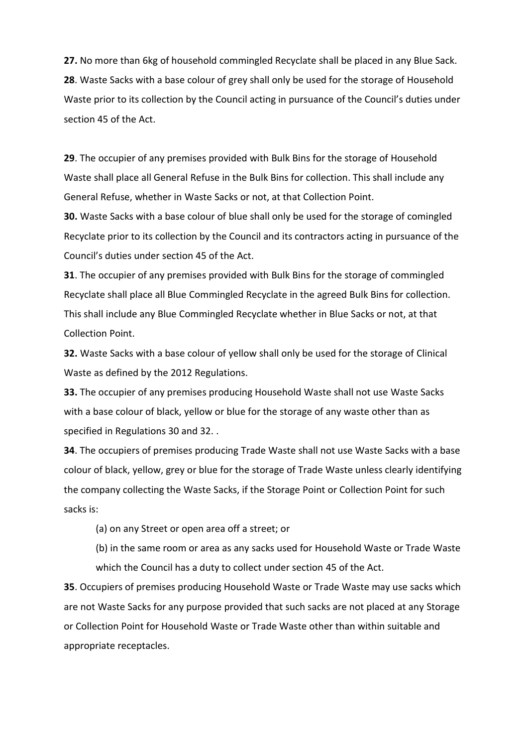**27.** No more than 6kg of household commingled Recyclate shall be placed in any Blue Sack.

**28**. Waste Sacks with a base colour of grey shall only be used for the storage of Household Waste prior to its collection by the Council acting in pursuance of the Council's duties under section 45 of the Act.

**29**. The occupier of any premises provided with Bulk Bins for the storage of Household Waste shall place all General Refuse in the Bulk Bins for collection. This shall include any General Refuse, whether in Waste Sacks or not, at that Collection Point.

**30.** Waste Sacks with a base colour of blue shall only be used for the storage of comingled Recyclate prior to its collection by the Council and its contractors acting in pursuance of the Council's duties under section 45 of the Act.

**31**. The occupier of any premises provided with Bulk Bins for the storage of commingled Recyclate shall place all Blue Commingled Recyclate in the agreed Bulk Bins for collection. This shall include any Blue Commingled Recyclate whether in Blue Sacks or not, at that Collection Point.

**32.** Waste Sacks with a base colour of yellow shall only be used for the storage of Clinical Waste as defined by the 2012 Regulations.

**33.** The occupier of any premises producing Household Waste shall not use Waste Sacks with a base colour of black, yellow or blue for the storage of any waste other than as specified in Regulations 30 and 32. .

**34**. The occupiers of premises producing Trade Waste shall not use Waste Sacks with a base colour of black, yellow, grey or blue for the storage of Trade Waste unless clearly identifying the company collecting the Waste Sacks, if the Storage Point or Collection Point for such sacks is:

(a) on any Street or open area off a street; or

(b) in the same room or area as any sacks used for Household Waste or Trade Waste which the Council has a duty to collect under section 45 of the Act.

**35**. Occupiers of premises producing Household Waste or Trade Waste may use sacks which are not Waste Sacks for any purpose provided that such sacks are not placed at any Storage or Collection Point for Household Waste or Trade Waste other than within suitable and appropriate receptacles.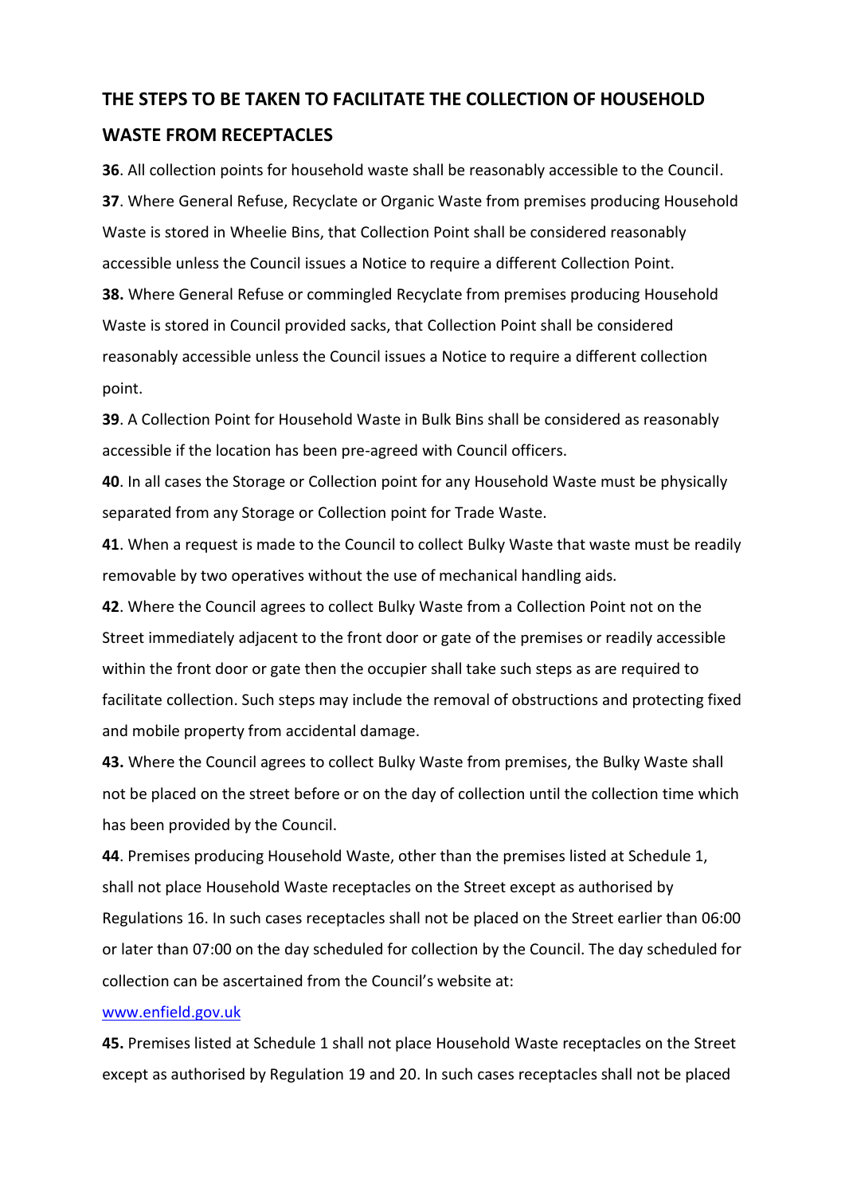## THE STEPS TO BE TAKEN TO FACILITATE THE COLLECTION OF HOUSEHOLD WASTE FROM RECEPTACLES

**36**. All collection points for household waste shall be reasonably accessible to the Council.

**37**. Where General Refuse, Recyclate or Organic Waste from premises producing Household Waste is stored in Wheelie Bins, that Collection Point shall be considered reasonably accessible unless the Council issues a Notice to require a different Collection Point.

**38.** Where General Refuse or commingled Recyclate from premises producing Household Waste is stored in Council provided sacks, that Collection Point shall be considered reasonably accessible unless the Council issues a Notice to require a different collection point.

**39**. A Collection Point for Household Waste in Bulk Bins shall be considered as reasonably accessible if the location has been pre-agreed with Council officers.

**40**. In all cases the Storage or Collection point for any Household Waste must be physically separated from any Storage or Collection point for Trade Waste.

**41**. When a request is made to the Council to collect Bulky Waste that waste must be readily removable by two operatives without the use of mechanical handling aids.

**42**. Where the Council agrees to collect Bulky Waste from a Collection Point not on the Street immediately adjacent to the front door or gate of the premises or readily accessible within the front door or gate then the occupier shall take such steps as are required to facilitate collection. Such steps may include the removal of obstructions and protecting fixed and mobile property from accidental damage.

**43.** Where the Council agrees to collect Bulky Waste from premises, the Bulky Waste shall not be placed on the street before or on the day of collection until the collection time which has been provided by the Council.

**44**. Premises producing Household Waste, other than the premises listed at Schedule 1, shall not place Household Waste receptacles on the Street except as authorised by Regulations 16. In such cases receptacles shall not be placed on the Street earlier than 06:00 or later than 07:00 on the day scheduled for collection by the Council. The day scheduled for collection can be ascertained from the Council's website at:
[www.enfield.gov.uk](http://www.enfield.gov.uk)

**45.** Premises listed at Schedule 1 shall not place Household Waste receptacles on the Street except as authorised by Regulation 19 and 20. In such cases receptacles shall not be placed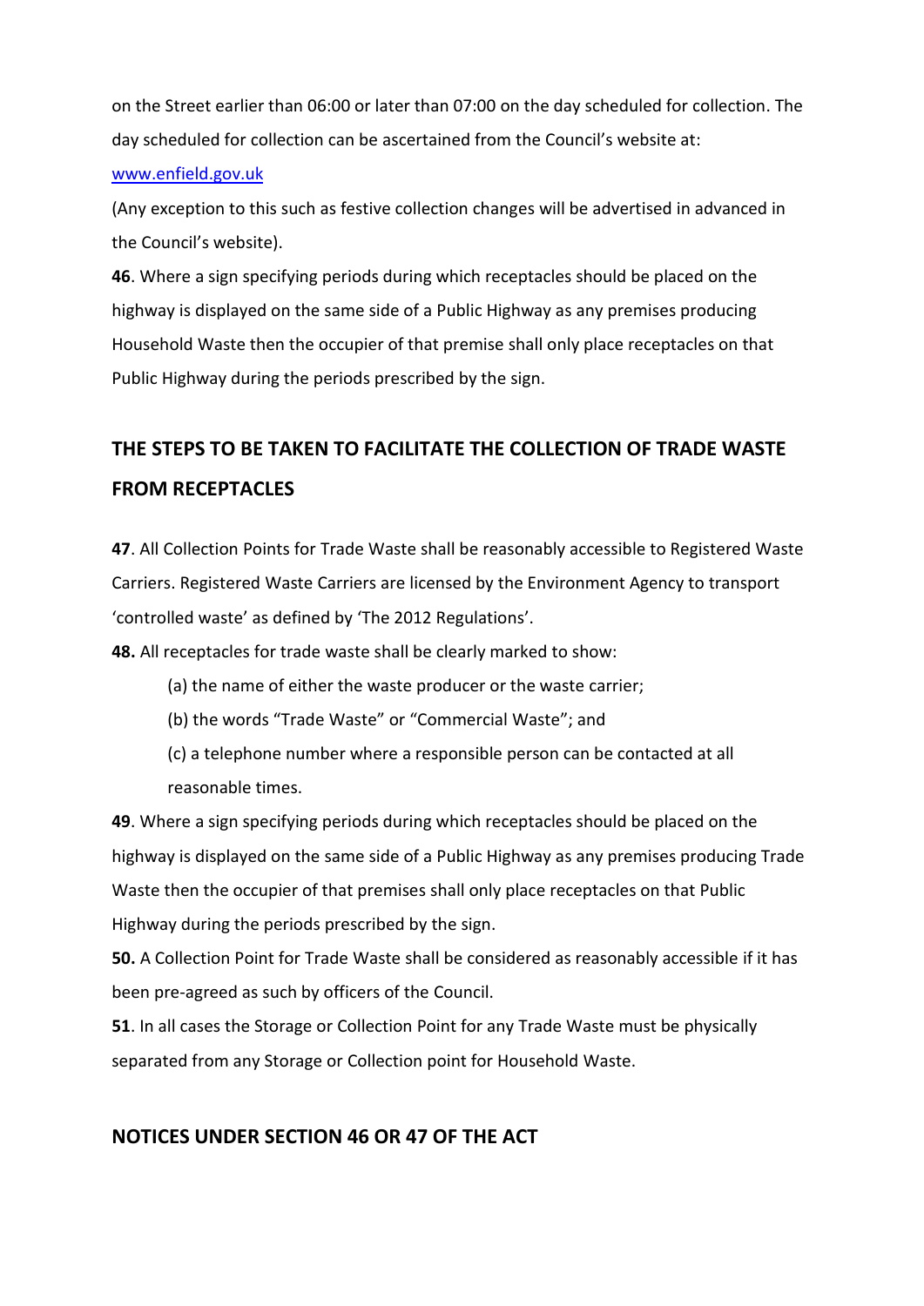on the Street earlier than 06:00 or later than 07:00 on the day scheduled for collection. The day scheduled for collection can be ascertained from the Council's website at: [www.enfield.gov.uk](www.enfield.gov.uk)

(Any exception to this such as festive collection changes will be advertised in advanced in the Council's website).

**46**. Where a sign specifying periods during which receptacles should be placed on the highway is displayed on the same side of a Public Highway as any premises producing Household Waste then the occupier of that premise shall only place receptacles on that Public Highway during the periods prescribed by the sign.

## THE STEPS TO BE TAKEN TO FACILITATE THE COLLECTION OF TRADE WASTE FROM RECEPTACLES

**47**. All Collection Points for Trade Waste shall be reasonably accessible to Registered Waste Carriers. Registered Waste Carriers are licensed by the Environment Agency to transport 'controlled waste' as defined by 'The 2012 Regulations'.

**48.** All receptacles for trade waste shall be clearly marked to show:

(a) the name of either the waste producer or the waste carrier;

(b) the words "Trade Waste" or "Commercial Waste"; and

(c) a telephone number where a responsible person can be contacted at all reasonable times.

**49**. Where a sign specifying periods during which receptacles should be placed on the highway is displayed on the same side of a Public Highway as any premises producing Trade Waste then the occupier of that premises shall only place receptacles on that Public Highway during the periods prescribed by the sign.

**50.** A Collection Point for Trade Waste shall be considered as reasonably accessible if it has been pre-agreed as such by officers of the Council.

**51**. In all cases the Storage or Collection Point for any Trade Waste must be physically separated from any Storage or Collection point for Household Waste.

## NOTICES UNDER SECTION 46 OR 47 OF THE ACT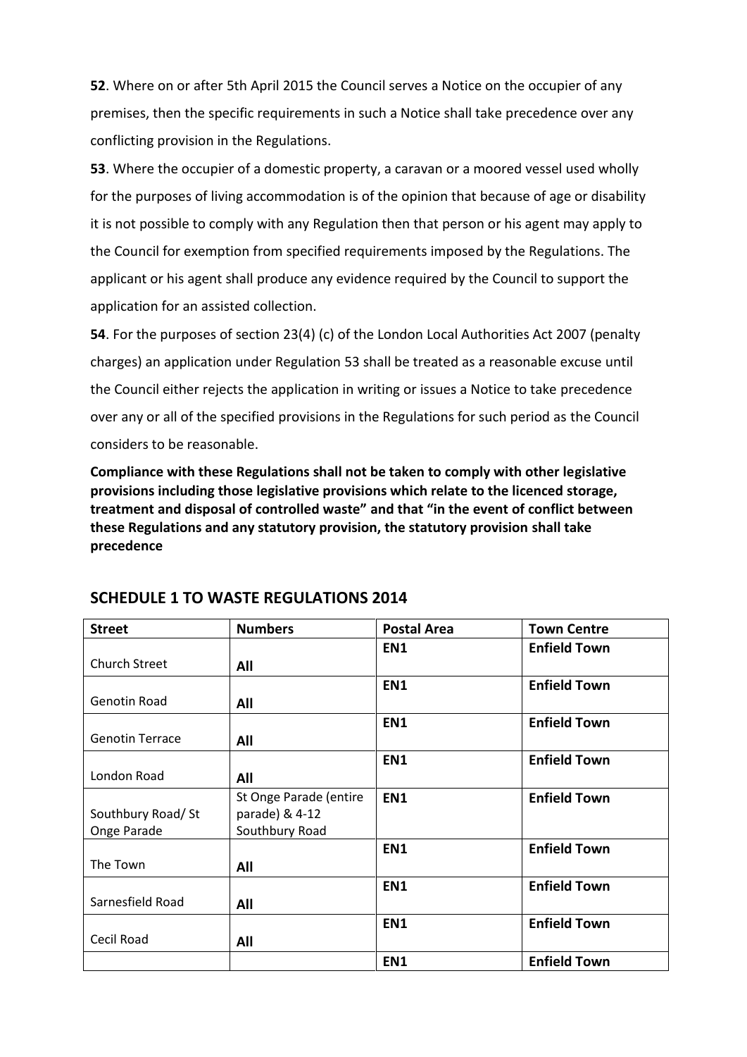**52**. Where on or after 5th April 2015 the Council serves a Notice on the occupier of any premises, then the specific requirements in such a Notice shall take precedence over any conflicting provision in the Regulations.

**53**. Where the occupier of a domestic property, a caravan or a moored vessel used wholly for the purposes of living accommodation is of the opinion that because of age or disability it is not possible to comply with any Regulation then that person or his agent may apply to the Council for exemption from specified requirements imposed by the Regulations. The applicant or his agent shall produce any evidence required by the Council to support the application for an assisted collection.

**54**. For the purposes of section 23(4) (c) of the London Local Authorities Act 2007 (penalty charges) an application under Regulation 53 shall be treated as a reasonable excuse until the Council either rejects the application in writing or issues a Notice to take precedence over any or all of the specified provisions in the Regulations for such period as the Council considers to be reasonable.

**Compliance with these Regulations shall not be taken to comply with other legislative provisions including those legislative provisions which relate to the licenced storage, treatment and disposal of controlled waste" and that "in the event of conflict between these Regulations and any statutory provision, the statutory provision shall take precedence**

## SCHEDULE 1 TO WASTE REGULATIONS 2014

| Street | Numbers | Postal Area | Town Centre |
|---|---|---|---|
| Church Street | **All** | **EN1** | **Enfield Town** |
| Genotin Road | **All** | **EN1** | **Enfield Town** |
| Genotin Terrace | **All** | **EN1** | **Enfield Town** |
| London Road | **All** | **EN1** | **Enfield Town** |
| Southbury Road/ St Onge Parade | St Onge Parade (entire parade) & 4-12 Southbury Road | **EN1** | **Enfield Town** |
| The Town | **All** | **EN1** | **Enfield Town** |
| Sarnesfield Road | **All** | **EN1** | **Enfield Town** |
| Cecil Road | **All** | **EN1** | **Enfield Town** |
| | | **EN1** | **Enfield Town** |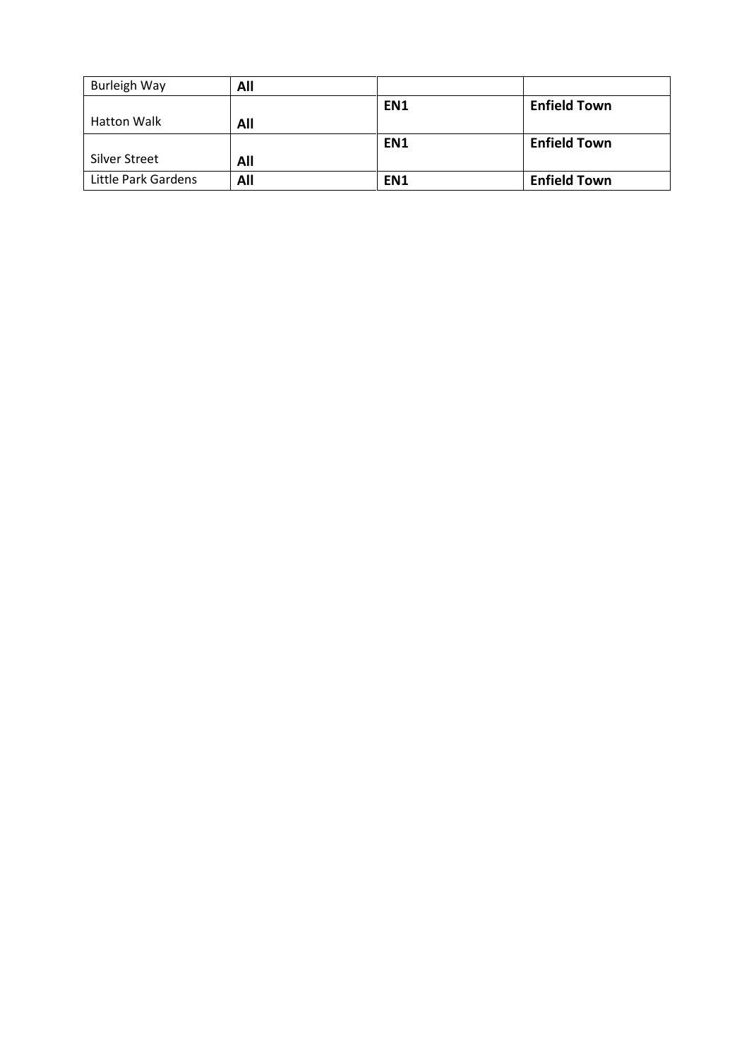| | | | |
|---|---|---|---|
| Burleigh Way | **All** | | |
| Hatton Walk | **All** | **EN1** | **Enfield Town** |
| Silver Street | **All** | **EN1** | **Enfield Town** |
| Little Park Gardens | **All** | **EN1** | **Enfield Town** |